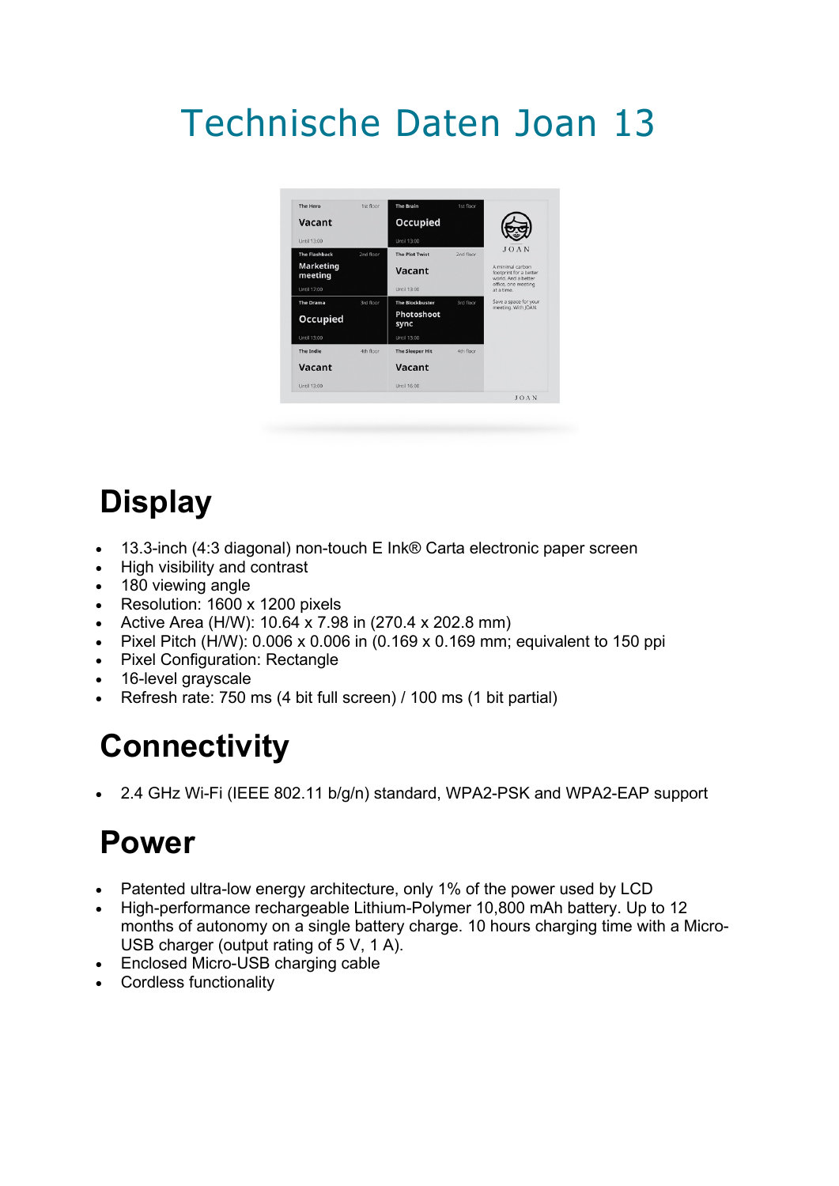# Technische Daten Joan 13

## Display

- 13.3-inch (4:3 diagonal) non-touch E Ink® Carta electronic paper screen
- High visibility and contrast
- 180 viewing angle
- Resolution: 1600 x 1200 pixels
- Active Area (H/W): 10.64 x 7.98 in (270.4 x 202.8 mm)
- Pixel Pitch (H/W): 0.006 x 0.006 in (0.169 x 0.169 mm; equivalent to 150 ppi
- Pixel Configuration: Rectangle
- 16-level grayscale
- Refresh rate: 750 ms (4 bit full screen) / 100 ms (1 bit partial)

## Connectivity

- 2.4 GHz Wi-Fi (IEEE 802.11 b/g/n) standard, WPA2-PSK and WPA2-EAP support

## Power

- Patented ultra-low energy architecture, only 1% of the power used by LCD
- High-performance rechargeable Lithium-Polymer 10,800 mAh battery. Up to 12 months of autonomy on a single battery charge. 10 hours charging time with a Micro-USB charger (output rating of 5 V, 1 A).
- Enclosed Micro-USB charging cable
- Cordless functionality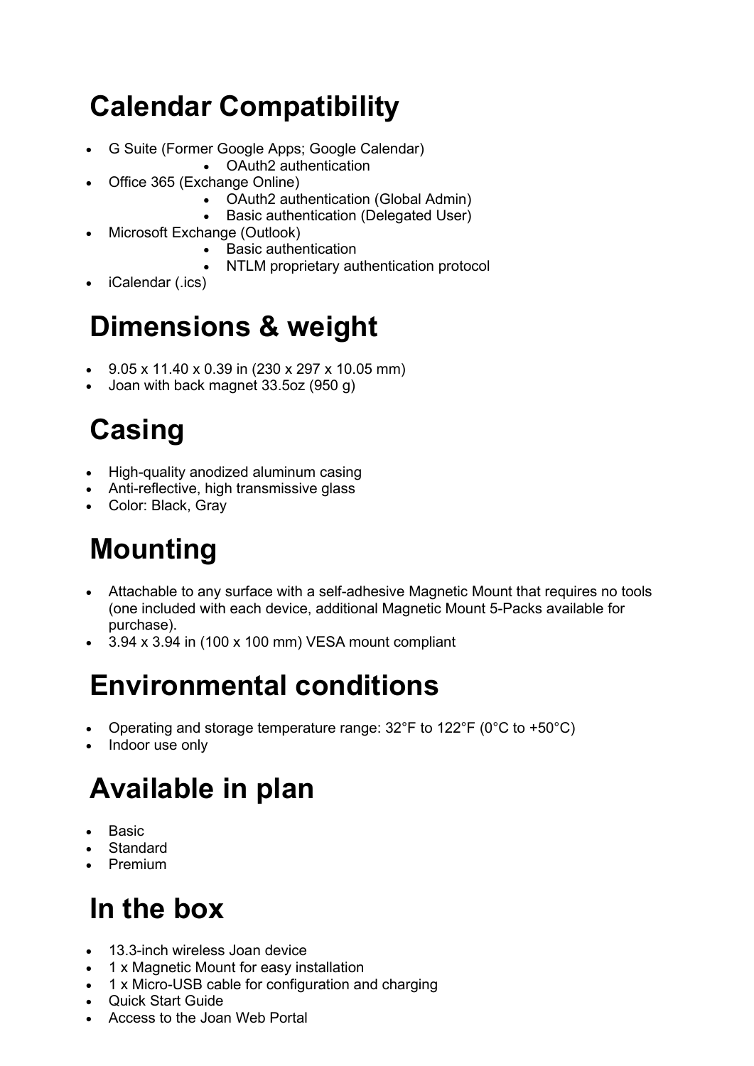# Calendar Compatibility

- G Suite (Former Google Apps; Google Calendar)
    - OAuth2 authentication
- Office 365 (Exchange Online)
    - OAuth2 authentication (Global Admin)
    - Basic authentication (Delegated User)
- Microsoft Exchange (Outlook)
    - Basic authentication
    - NTLM proprietary authentication protocol
- iCalendar (.ics)

# Dimensions & weight

- 9.05 x 11.40 x 0.39 in (230 x 297 x 10.05 mm)
- Joan with back magnet 33.5oz (950 g)

# Casing

- High-quality anodized aluminum casing
- Anti-reflective, high transmissive glass
- Color: Black, Gray

# Mounting

- Attachable to any surface with a self-adhesive Magnetic Mount that requires no tools (one included with each device, additional Magnetic Mount 5-Packs available for purchase).
- 3.94 x 3.94 in (100 x 100 mm) VESA mount compliant

# Environmental conditions

- Operating and storage temperature range: 32°F to 122°F (0°C to +50°C)
- Indoor use only

# Available in plan

- Basic
- Standard
- Premium

# In the box

- 13.3-inch wireless Joan device
- 1 x Magnetic Mount for easy installation
- 1 x Micro-USB cable for configuration and charging
- Quick Start Guide
- Access to the Joan Web Portal